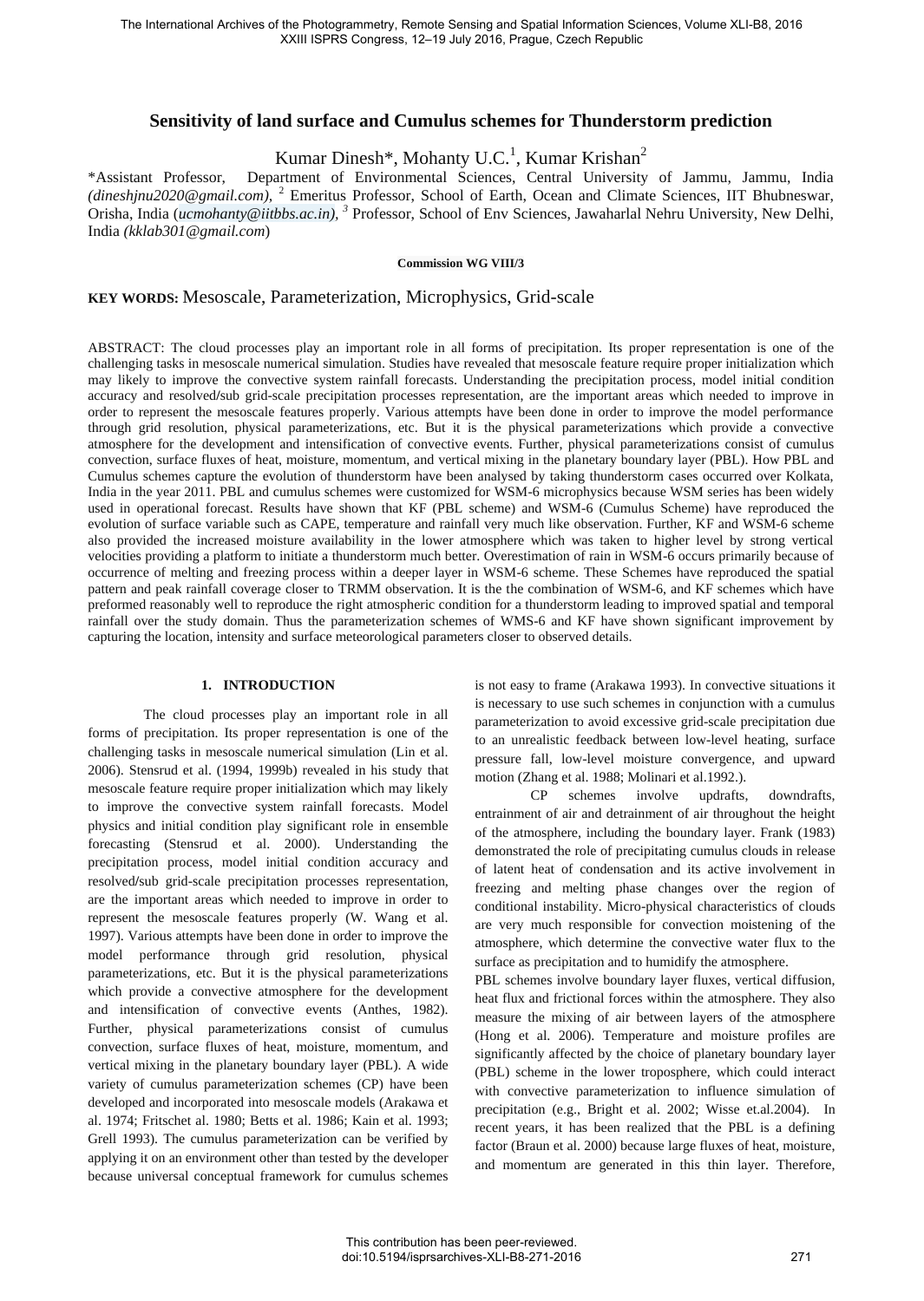# Sensitivity of land surface and Cumulus schemes for Thunderstorm prediction

Kumar Dinesh*, Mohanty U.C.[1], Kumar Krishan[2]

*Assistant Professor, Department of Environmental Sciences, Central University of Jammu, Jammu, India *(dineshjnu2020@gmail.com)*, [2] Emeritus Professor, School of Earth, Ocean and Climate Sciences, IIT Bhubneswar, Orisha, India (*ucmohanty@iitbbs.ac.in*), [3] Professor, School of Env Sciences, Jawaharlal Nehru University, New Delhi, India *(kklab301@gmail.com*)

**Commission WG VIII/3**

**KEY WORDS:** Mesoscale, Parameterization, Microphysics, Grid-scale

ABSTRACT: The cloud processes play an important role in all forms of precipitation. Its proper representation is one of the challenging tasks in mesoscale numerical simulation. Studies have revealed that mesoscale feature require proper initialization which may likely to improve the convective system rainfall forecasts. Understanding the precipitation process, model initial condition accuracy and resolved/sub grid-scale precipitation processes representation, are the important areas which needed to improve in order to represent the mesoscale features properly. Various attempts have been done in order to improve the model performance through grid resolution, physical parameterizations, etc. But it is the physical parameterizations which provide a convective atmosphere for the development and intensification of convective events. Further, physical parameterizations consist of cumulus convection, surface fluxes of heat, moisture, momentum, and vertical mixing in the planetary boundary layer (PBL). How PBL and Cumulus schemes capture the evolution of thunderstorm have been analysed by taking thunderstorm cases occurred over Kolkata, India in the year 2011. PBL and cumulus schemes were customized for WSM-6 microphysics because WSM series has been widely used in operational forecast. Results have shown that KF (PBL scheme) and WSM-6 (Cumulus Scheme) have reproduced the evolution of surface variable such as CAPE, temperature and rainfall very much like observation. Further, KF and WSM-6 scheme also provided the increased moisture availability in the lower atmosphere which was taken to higher level by strong vertical velocities providing a platform to initiate a thunderstorm much better. Overestimation of rain in WSM-6 occurs primarily because of occurrence of melting and freezing process within a deeper layer in WSM-6 scheme. These Schemes have reproduced the spatial pattern and peak rainfall coverage closer to TRMM observation. It is the the combination of WSM-6, and KF schemes which have preformed reasonably well to reproduce the right atmospheric condition for a thunderstorm leading to improved spatial and temporal rainfall over the study domain. Thus the parameterization schemes of WMS-6 and KF have shown significant improvement by capturing the location, intensity and surface meteorological parameters closer to observed details.

## 1. INTRODUCTION

The cloud processes play an important role in all forms of precipitation. Its proper representation is one of the challenging tasks in mesoscale numerical simulation (Lin et al. 2006). Stensrud et al. (1994, 1999b) revealed in his study that mesoscale feature require proper initialization which may likely to improve the convective system rainfall forecasts. Model physics and initial condition play significant role in ensemble forecasting (Stensrud et al. 2000). Understanding the precipitation process, model initial condition accuracy and resolved/sub grid-scale precipitation processes representation, are the important areas which needed to improve in order to represent the mesoscale features properly (W. Wang et al. 1997). Various attempts have been done in order to improve the model performance through grid resolution, physical parameterizations, etc. But it is the physical parameterizations which provide a convective atmosphere for the development and intensification of convective events (Anthes, 1982). Further, physical parameterizations consist of cumulus convection, surface fluxes of heat, moisture, momentum, and vertical mixing in the planetary boundary layer (PBL). A wide variety of cumulus parameterization schemes (CP) have been developed and incorporated into mesoscale models (Arakawa et al. 1974; Fritschet al. 1980; Betts et al. 1986; Kain et al. 1993; Grell 1993). The cumulus parameterization can be verified by applying it on an environment other than tested by the developer because universal conceptual framework for cumulus schemes is not easy to frame (Arakawa 1993). In convective situations it is necessary to use such schemes in conjunction with a cumulus parameterization to avoid excessive grid-scale precipitation due to an unrealistic feedback between low-level heating, surface pressure fall, low-level moisture convergence, and upward motion (Zhang et al. 1988; Molinari et al.1992.).

CP schemes involve updrafts, downdrafts, entrainment of air and detrainment of air throughout the height of the atmosphere, including the boundary layer. Frank (1983) demonstrated the role of precipitating cumulus clouds in release of latent heat of condensation and its active involvement in freezing and melting phase changes over the region of conditional instability. Micro-physical characteristics of clouds are very much responsible for convection moistening of the atmosphere, which determine the convective water flux to the surface as precipitation and to humidify the atmosphere.

PBL schemes involve boundary layer fluxes, vertical diffusion, heat flux and frictional forces within the atmosphere. They also measure the mixing of air between layers of the atmosphere (Hong et al. 2006). Temperature and moisture profiles are significantly affected by the choice of planetary boundary layer (PBL) scheme in the lower troposphere, which could interact with convective parameterization to influence simulation of precipitation (e.g., Bright et al. 2002; Wisse et.al.2004). In recent years, it has been realized that the PBL is a defining factor (Braun et al. 2000) because large fluxes of heat, moisture, and momentum are generated in this thin layer. Therefore,

This contribution has been peer-reviewed.
doi:10.5194/isprsarchives-XLI-B8-271-2016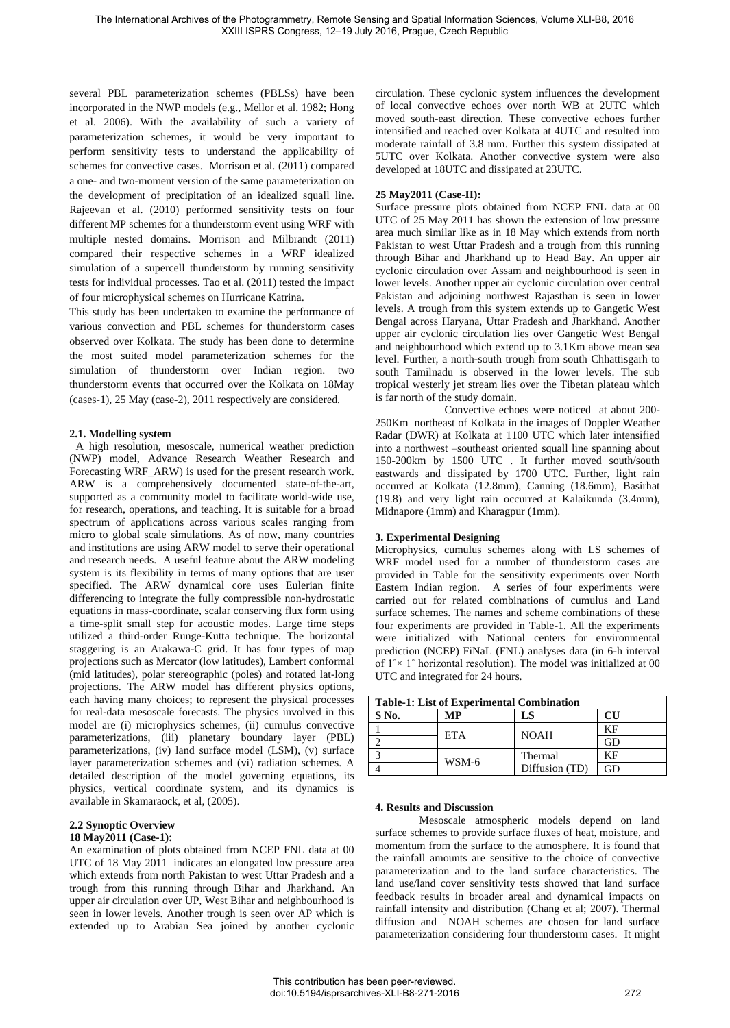several PBL parameterization schemes (PBLSs) have been incorporated in the NWP models (e.g., Mellor et al. 1982; Hong et al. 2006). With the availability of such a variety of parameterization schemes, it would be very important to perform sensitivity tests to understand the applicability of schemes for convective cases. Morrison et al. (2011) compared a one- and two-moment version of the same parameterization on the development of precipitation of an idealized squall line. Rajeevan et al. (2010) performed sensitivity tests on four different MP schemes for a thunderstorm event using WRF with multiple nested domains. Morrison and Milbrandt (2011) compared their respective schemes in a WRF idealized simulation of a supercell thunderstorm by running sensitivity tests for individual processes. Tao et al. (2011) tested the impact of four microphysical schemes on Hurricane Katrina.

This study has been undertaken to examine the performance of various convection and PBL schemes for thunderstorm cases observed over Kolkata. The study has been done to determine the most suited model parameterization schemes for the simulation of thunderstorm over Indian region. two thunderstorm events that occurred over the Kolkata on 18May (cases-1), 25 May (case-2), 2011 respectively are considered.

### 2.1. Modelling system

A high resolution, mesoscale, numerical weather prediction (NWP) model, Advance Research Weather Research and Forecasting WRF_ARW) is used for the present research work. ARW is a comprehensively documented state-of-the-art, supported as a community model to facilitate world-wide use, for research, operations, and teaching. It is suitable for a broad spectrum of applications across various scales ranging from micro to global scale simulations. As of now, many countries and institutions are using ARW model to serve their operational and research needs. A useful feature about the ARW modeling system is its flexibility in terms of many options that are user specified. The ARW dynamical core uses Eulerian finite differencing to integrate the fully compressible non-hydrostatic equations in mass-coordinate, scalar conserving flux form using a time-split small step for acoustic modes. Large time steps utilized a third-order Runge-Kutta technique. The horizontal staggering is an Arakawa-C grid. It has four types of map projections such as Mercator (low latitudes), Lambert conformal (mid latitudes), polar stereographic (poles) and rotated lat-long projections. The ARW model has different physics options, each having many choices; to represent the physical processes for real-data mesoscale forecasts. The physics involved in this model are (i) microphysics schemes, (ii) cumulus convective parameterizations, (iii) planetary boundary layer (PBL) parameterizations, (iv) land surface model (LSM), (v) surface layer parameterization schemes and (vi) radiation schemes. A detailed description of the model governing equations, its physics, vertical coordinate system, and its dynamics is available in Skamaraock, et al, (2005).

### 2.2 Synoptic Overview

**18 May2011 (Case-1):**

An examination of plots obtained from NCEP FNL data at 00 UTC of 18 May 2011 indicates an elongated low pressure area which extends from north Pakistan to west Uttar Pradesh and a trough from this running through Bihar and Jharkhand. An upper air circulation over UP, West Bihar and neighbourhood is seen in lower levels. Another trough is seen over AP which is extended up to Arabian Sea joined by another cyclonic circulation. These cyclonic system influences the development of local convective echoes over north WB at 2UTC which moved south-east direction. These convective echoes further intensified and reached over Kolkata at 4UTC and resulted into moderate rainfall of 3.8 mm. Further this system dissipated at 5UTC over Kolkata. Another convective system were also developed at 18UTC and dissipated at 23UTC.

**25 May2011 (Case-II):**

Surface pressure plots obtained from NCEP FNL data at 00 UTC of 25 May 2011 has shown the extension of low pressure area much similar like as in 18 May which extends from north Pakistan to west Uttar Pradesh and a trough from this running through Bihar and Jharkhand up to Head Bay. An upper air cyclonic circulation over Assam and neighbourhood is seen in lower levels. Another upper air cyclonic circulation over central Pakistan and adjoining northwest Rajasthan is seen in lower levels. A trough from this system extends up to Gangetic West Bengal across Haryana, Uttar Pradesh and Jharkhand. Another upper air cyclonic circulation lies over Gangetic West Bengal and neighbourhood which extend up to 3.1Km above mean sea level. Further, a north-south trough from south Chhattisgarh to south Tamilnadu is observed in the lower levels. The sub tropical westerly jet stream lies over the Tibetan plateau which is far north of the study domain.

Convective echoes were noticed at about 200-250Km northeast of Kolkata in the images of Doppler Weather Radar (DWR) at Kolkata at 1100 UTC which later intensified into a northwest –southeast oriented squall line spanning about 150-200km by 1500 UTC . It further moved south/south eastwards and dissipated by 1700 UTC. Further, light rain occurred at Kolkata (12.8mm), Canning (18.6mm), Basirhat (19.8) and very light rain occurred at Kalaikunda (3.4mm), Midnapore (1mm) and Kharagpur (1mm).

## 3. Experimental Designing

Microphysics, cumulus schemes along with LS schemes of WRF model used for a number of thunderstorm cases are provided in Table for the sensitivity experiments over North Eastern Indian region. A series of four experiments were carried out for related combinations of cumulus and Land surface schemes. The names and scheme combinations of these four experiments are provided in Table-1. All the experiments were initialized with National centers for environmental prediction (NCEP) FiNaL (FNL) analyses data (in 6-h interval of 1°× 1° horizontal resolution). The model was initialized at 00 UTC and integrated for 24 hours.

**Table-1: List of Experimental Combination**

| S No. | MP | LS | CU |
|---|---|---|---|
| 1 | ETA | NOAH | KF |
| 2 | | | GD |
| 3 | WSM-6 | Thermal Diffusion (TD) | KF |
| 4 | | | GD |

## 4. Results and Discussion

Mesoscale atmospheric models depend on land surface schemes to provide surface fluxes of heat, moisture, and momentum from the surface to the atmosphere. It is found that the rainfall amounts are sensitive to the choice of convective parameterization and to the land surface characteristics. The land use/land cover sensitivity tests showed that land surface feedback results in broader areal and dynamical impacts on rainfall intensity and distribution (Chang et al; 2007). Thermal diffusion and NOAH schemes are chosen for land surface parameterization considering four thunderstorm cases. It might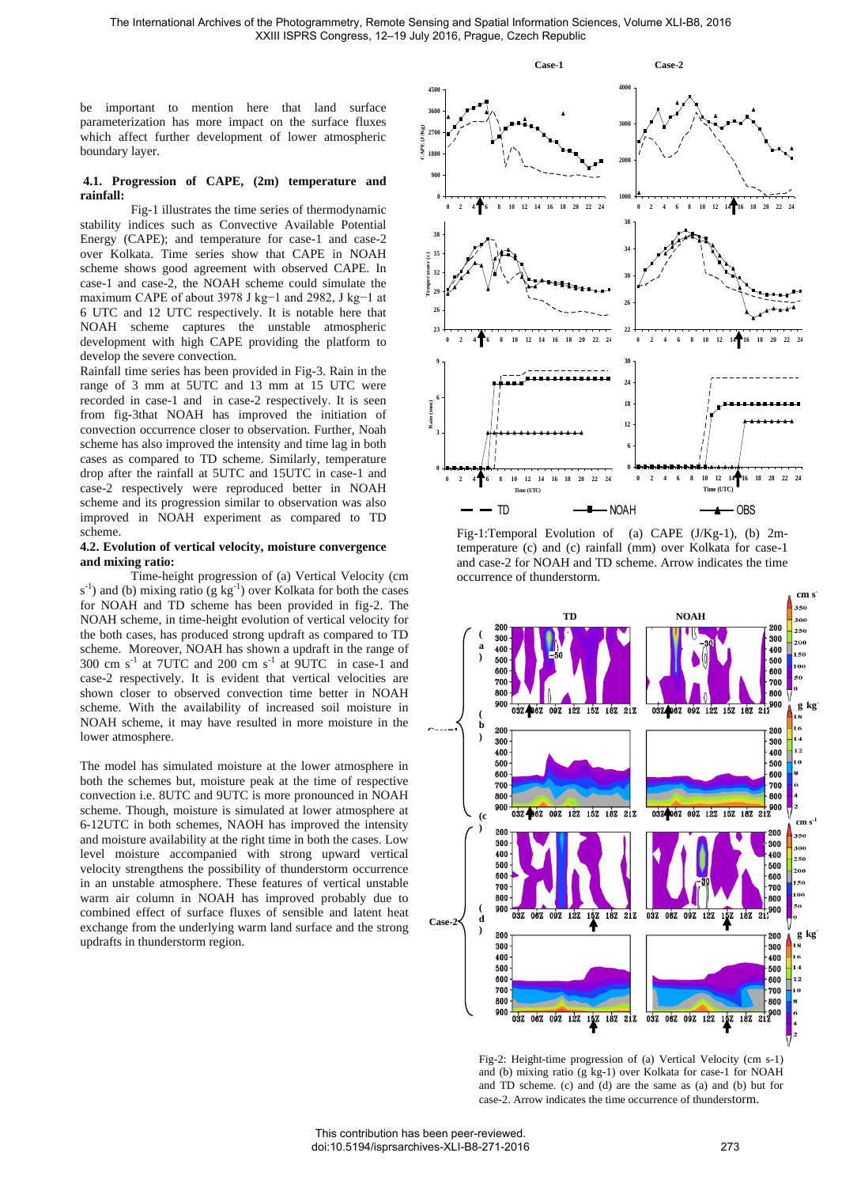be important to mention here that land surface parameterization has more impact on the surface fluxes which affect further development of lower atmospheric boundary layer.

### 4.1. Progression of CAPE, (2m) temperature and rainfall:

Fig-1 illustrates the time series of thermodynamic stability indices such as Convective Available Potential Energy (CAPE); and temperature for case-1 and case-2 over Kolkata. Time series show that CAPE in NOAH scheme shows good agreement with observed CAPE. In case-1 and case-2, the NOAH scheme could simulate the maximum CAPE of about 3978 J kg−1 and 2982, J kg−1 at 6 UTC and 12 UTC respectively. It is notable here that NOAH scheme captures the unstable atmospheric development with high CAPE providing the platform to develop the severe convection.

Rainfall time series has been provided in Fig-3. Rain in the range of 3 mm at 5UTC and 13 mm at 15 UTC were recorded in case-1 and in case-2 respectively. It is seen from fig-3that NOAH has improved the initiation of convection occurrence closer to observation. Further, Noah scheme has also improved the intensity and time lag in both cases as compared to TD scheme. Similarly, temperature drop after the rainfall at 5UTC and 15UTC in case-1 and case-2 respectively were reproduced better in NOAH scheme and its progression similar to observation was also improved in NOAH experiment as compared to TD scheme.

### 4.2. Evolution of vertical velocity, moisture convergence and mixing ratio:

Time-height progression of (a) Vertical Velocity (cm $s^{-1}$) and (b) mixing ratio (g $kg^{-1}$) over Kolkata for both the cases for NOAH and TD scheme has been provided in fig-2. The NOAH scheme, in time-height evolution of vertical velocity for the both cases, has produced strong updraft as compared to TD scheme. Moreover, NOAH has shown a updraft in the range of 300 cm $s^{-1}$ at 7UTC and 200 cm $s^{-1}$ at 9UTC in case-1 and case-2 respectively. It is evident that vertical velocities are shown closer to observed convection time better in NOAH scheme. With the availability of increased soil moisture in NOAH scheme, it may have resulted in more moisture in the lower atmosphere.

The model has simulated moisture at the lower atmosphere in both the schemes but, moisture peak at the time of respective convection i.e. 8UTC and 9UTC is more pronounced in NOAH scheme. Though, moisture is simulated at lower atmosphere at 6-12UTC in both schemes, NAOH has improved the intensity and moisture availability at the right time in both the cases. Low level moisture accompanied with strong upward vertical velocity strengthens the possibility of thunderstorm occurrence in an unstable atmosphere. These features of vertical unstable warm air column in NOAH has improved probably due to combined effect of surface fluxes of sensible and latent heat exchange from the underlying warm land surface and the strong updrafts in thunderstorm region.

Case-1
Case-2
CAPE (J/Kg)
Temperature (c)
Rain (mm)
Time (UTC)
TD
NOAH
OBS

Fig-1:Temporal Evolution of (a) CAPE (J/Kg-1), (b) 2m-temperature (c) and (c) rainfall (mm) over Kolkata for case-1 and case-2 for NOAH and TD scheme. Arrow indicates the time occurrence of thunderstorm.

TD
NOAH
Case-1
Case-2
(a)
(b)
(c)
(d)
cm s-1
g kg-1

Fig-2: Height-time progression of (a) Vertical Velocity (cm s-1) and (b) mixing ratio (g kg-1) over Kolkata for case-1 for NOAH and TD scheme. (c) and (d) are the same as (a) and (b) but for case-2. Arrow indicates the time occurrence of thunderstorm.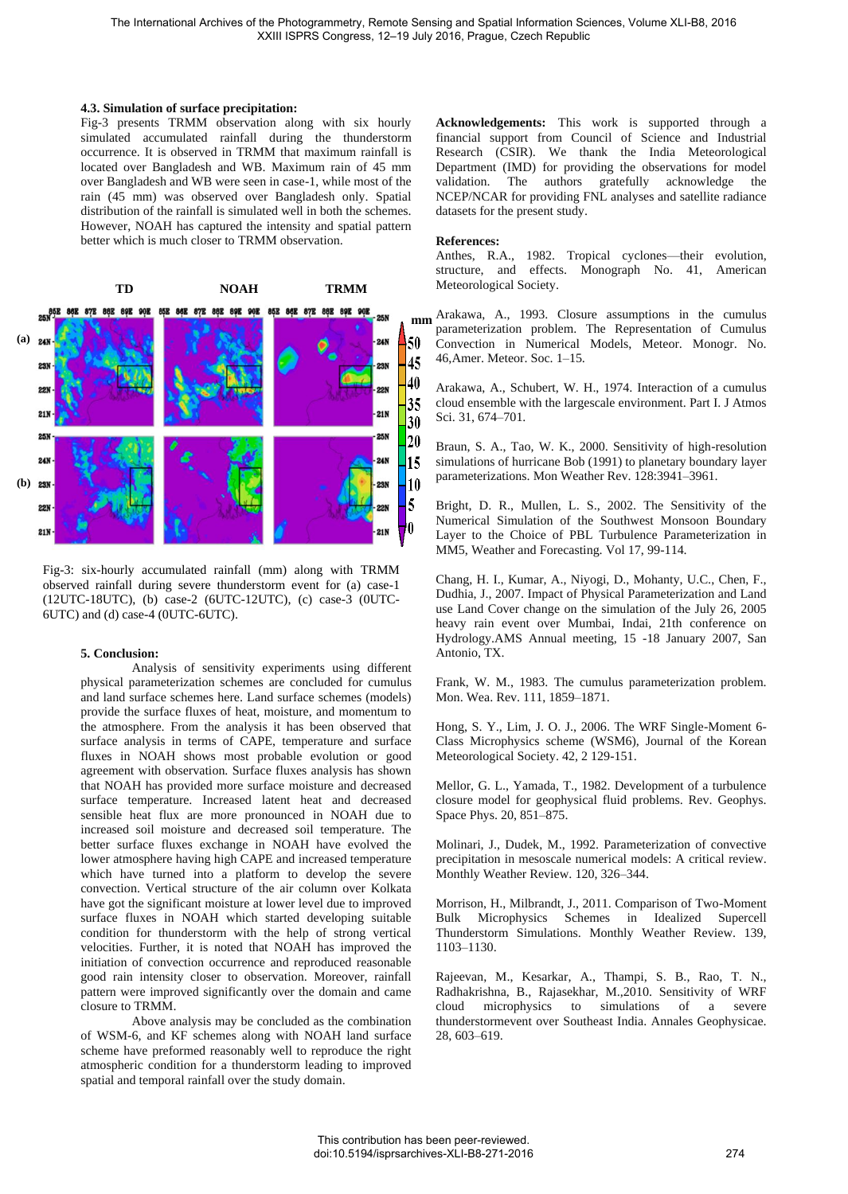### 4.3. Simulation of surface precipitation:

Fig-3 presents TRMM observation along with six hourly simulated accumulated rainfall during the thunderstorm occurrence. It is observed in TRMM that maximum rainfall is located over Bangladesh and WB. Maximum rain of 45 mm over Bangladesh and WB were seen in case-1, while most of the rain (45 mm) was observed over Bangladesh only. Spatial distribution of the rainfall is simulated well in both the schemes. However, NOAH has captured the intensity and spatial pattern better which is much closer to TRMM observation.

TD NOAH TRMM

(a)

(b)

mm

50
45
40
35
30
20
15
10
5
0

Fig-3: six-hourly accumulated rainfall (mm) along with TRMM observed rainfall during severe thunderstorm event for (a) case-1 (12UTC-18UTC), (b) case-2 (6UTC-12UTC), (c) case-3 (0UTC-6UTC) and (d) case-4 (0UTC-6UTC).

### 5. Conclusion:

Analysis of sensitivity experiments using different physical parameterization schemes are concluded for cumulus and land surface schemes here. Land surface schemes (models) provide the surface fluxes of heat, moisture, and momentum to the atmosphere. From the analysis it has been observed that surface analysis in terms of CAPE, temperature and surface fluxes in NOAH shows most probable evolution or good agreement with observation. Surface fluxes analysis has shown that NOAH has provided more surface moisture and decreased surface temperature. Increased latent heat and decreased sensible heat flux are more pronounced in NOAH due to increased soil moisture and decreased soil temperature. The better surface fluxes exchange in NOAH have evolved the lower atmosphere having high CAPE and increased temperature which have turned into a platform to develop the severe convection. Vertical structure of the air column over Kolkata have got the significant moisture at lower level due to improved surface fluxes in NOAH which started developing suitable condition for thunderstorm with the help of strong vertical velocities. Further, it is noted that NOAH has improved the initiation of convection occurrence and reproduced reasonable good rain intensity closer to observation. Moreover, rainfall pattern were improved significantly over the domain and came closure to TRMM.

Above analysis may be concluded as the combination of WSM-6, and KF schemes along with NOAH land surface scheme have preformed reasonably well to reproduce the right atmospheric condition for a thunderstorm leading to improved spatial and temporal rainfall over the study domain.

**Acknowledgements:** This work is supported through a financial support from Council of Science and Industrial Research (CSIR). We thank the India Meteorological Department (IMD) for providing the observations for model validation. The authors gratefully acknowledge the NCEP/NCAR for providing FNL analyses and satellite radiance datasets for the present study.

**References:**

Anthes, R.A., 1982. Tropical cyclones—their evolution, structure, and effects. Monograph No. 41, American Meteorological Society.

Arakawa, A., 1993. Closure assumptions in the cumulus parameterization problem. The Representation of Cumulus Convection in Numerical Models, Meteor. Monogr. No. 46,Amer. Meteor. Soc. 1–15.

Arakawa, A., Schubert, W. H., 1974. Interaction of a cumulus cloud ensemble with the largescale environment. Part I. J Atmos Sci. 31, 674–701.

Braun, S. A., Tao, W. K., 2000. Sensitivity of high-resolution simulations of hurricane Bob (1991) to planetary boundary layer parameterizations. Mon Weather Rev. 128:3941–3961.

Bright, D. R., Mullen, L. S., 2002. The Sensitivity of the Numerical Simulation of the Southwest Monsoon Boundary Layer to the Choice of PBL Turbulence Parameterization in MM5, Weather and Forecasting. Vol 17, 99-114.

Chang, H. I., Kumar, A., Niyogi, D., Mohanty, U.C., Chen, F., Dudhia, J., 2007. Impact of Physical Parameterization and Land use Land Cover change on the simulation of the July 26, 2005 heavy rain event over Mumbai, Indai, 21th conference on Hydrology.AMS Annual meeting, 15 -18 January 2007, San Antonio, TX.

Frank, W. M., 1983. The cumulus parameterization problem. Mon. Wea. Rev. 111, 1859–1871.

Hong, S. Y., Lim, J. O. J., 2006. The WRF Single-Moment 6-Class Microphysics scheme (WSM6), Journal of the Korean Meteorological Society. 42, 2 129-151.

Mellor, G. L., Yamada, T., 1982. Development of a turbulence closure model for geophysical fluid problems. Rev. Geophys. Space Phys. 20, 851–875.

Molinari, J., Dudek, M., 1992. Parameterization of convective precipitation in mesoscale numerical models: A critical review. Monthly Weather Review. 120, 326–344.

Morrison, H., Milbrandt, J., 2011. Comparison of Two-Moment Bulk Microphysics Schemes in Idealized Supercell Thunderstorm Simulations. Monthly Weather Review. 139, 1103–1130.

Rajeevan, M., Kesarkar, A., Thampi, S. B., Rao, T. N., Radhakrishna, B., Rajasekhar, M.,2010. Sensitivity of WRF cloud microphysics to simulations of a severe thunderstormevent over Southeast India. Annales Geophysicae. 28, 603–619.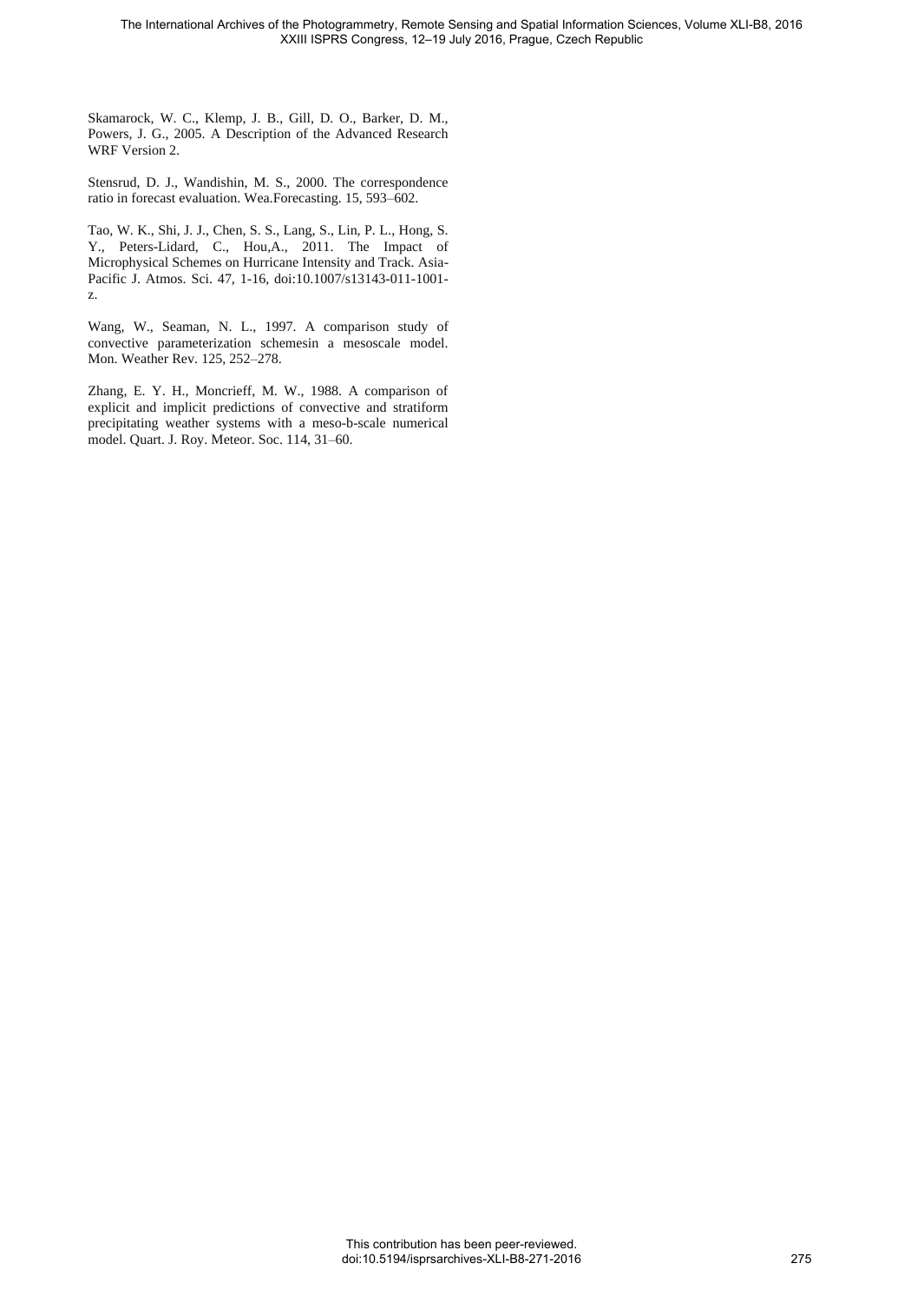Skamarock, W. C., Klemp, J. B., Gill, D. O., Barker, D. M., Powers, J. G., 2005. A Description of the Advanced Research WRF Version 2.

Stensrud, D. J., Wandishin, M. S., 2000. The correspondence ratio in forecast evaluation. Wea.Forecasting. 15, 593–602.

Tao, W. K., Shi, J. J., Chen, S. S., Lang, S., Lin, P. L., Hong, S. Y., Peters-Lidard, C., Hou,A., 2011. The Impact of Microphysical Schemes on Hurricane Intensity and Track. Asia-Pacific J. Atmos. Sci. 47, 1-16, doi:10.1007/s13143-011-1001-z.

Wang, W., Seaman, N. L., 1997. A comparison study of convective parameterization schemesin a mesoscale model. Mon. Weather Rev. 125, 252–278.

Zhang, E. Y. H., Moncrieff, M. W., 1988. A comparison of explicit and implicit predictions of convective and stratiform precipitating weather systems with a meso-b-scale numerical model. Quart. J. Roy. Meteor. Soc. 114, 31–60.